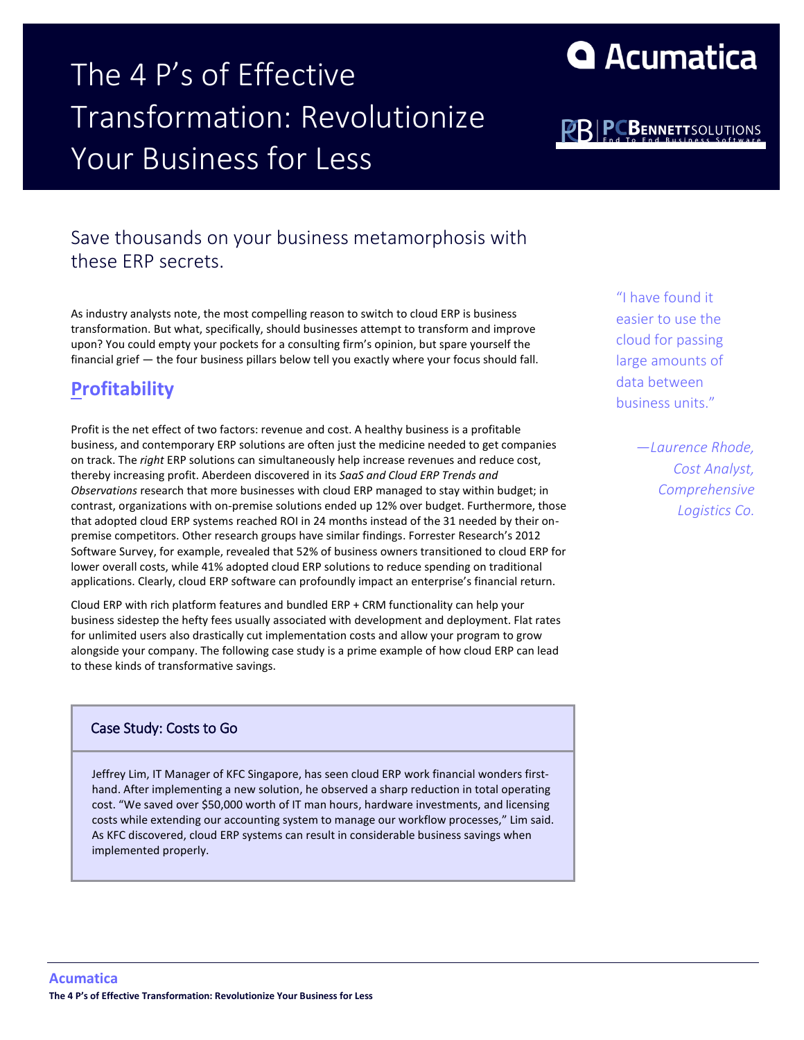# The 4 P's of Effective Transformation: Revolutionize Your Business for Less

Acumatica

PCBENNETTSOLUTIONS End To End Business Software

## Save thousands on your business metamorphosis with these ERP secrets.

As industry analysts note, the most compelling reason to switch to cloud ERP is business transformation. But what, specifically, should businesses attempt to transform and improve upon? You could empty your pockets for a consulting firm's opinion, but spare yourself the financial grief — the four business pillars below tell you exactly where your focus should fall.

## Profitability

Profit is the net effect of two factors: revenue and cost. A healthy business is a profitable business, and contemporary ERP solutions are often just the medicine needed to get companies on track. The *right* ERP solutions can simultaneously help increase revenues and reduce cost, thereby increasing profit. Aberdeen discovered in its *SaaS and Cloud ERP Trends and Observations* research that more businesses with cloud ERP managed to stay within budget; in contrast, organizations with on-premise solutions ended up 12% over budget. Furthermore, those that adopted cloud ERP systems reached ROI in 24 months instead of the 31 needed by their on-premise competitors. Other research groups have similar findings. Forrester Research's 2012 Software Survey, for example, revealed that 52% of business owners transitioned to cloud ERP for lower overall costs, while 41% adopted cloud ERP solutions to reduce spending on traditional applications. Clearly, cloud ERP software can profoundly impact an enterprise's financial return.

Cloud ERP with rich platform features and bundled ERP + CRM functionality can help your business sidestep the hefty fees usually associated with development and deployment. Flat rates for unlimited users also drastically cut implementation costs and allow your program to grow alongside your company. The following case study is a prime example of how cloud ERP can lead to these kinds of transformative savings.

> "I have found it easier to use the cloud for passing large amounts of data between business units."
>
> *—Laurence Rhode, Cost Analyst, Comprehensive Logistics Co.*

### Case Study: Costs to Go

Jeffrey Lim, IT Manager of KFC Singapore, has seen cloud ERP work financial wonders first-hand. After implementing a new solution, he observed a sharp reduction in total operating cost. "We saved over $50,000 worth of IT man hours, hardware investments, and licensing costs while extending our accounting system to manage our workflow processes," Lim said. As KFC discovered, cloud ERP systems can result in considerable business savings when implemented properly.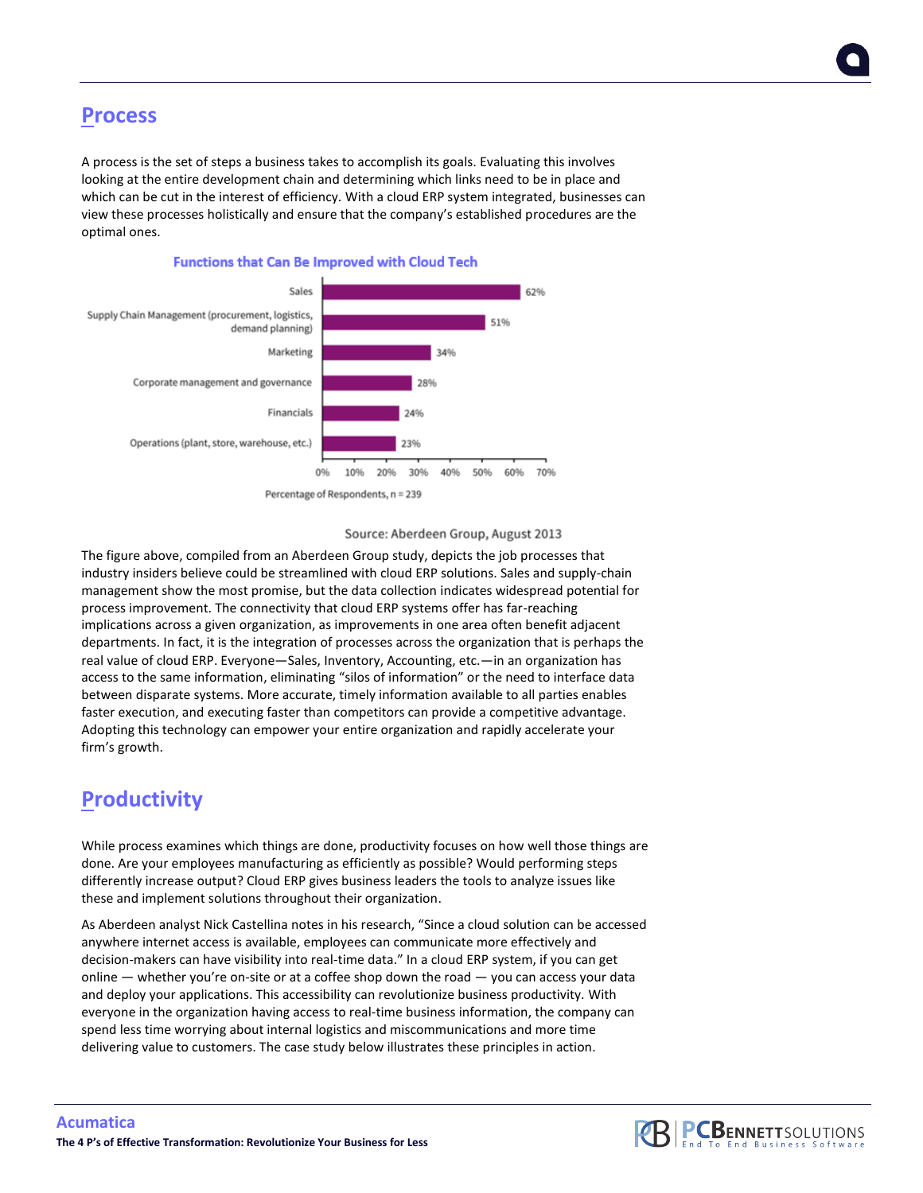## Process

A process is the set of steps a business takes to accomplish its goals. Evaluating this involves looking at the entire development chain and determining which links need to be in place and which can be cut in the interest of efficiency. With a cloud ERP system integrated, businesses can view these processes holistically and ensure that the company's established procedures are the optimal ones.

**Functions that Can Be Improved with Cloud Tech**

| Function | Percentage of Respondents, n = 239 |
|---|---|
| Sales | 62% |
| Supply Chain Management (procurement, logistics, demand planning) | 51% |
| Marketing | 34% |
| Corporate management and governance | 28% |
| Financials | 24% |
| Operations (plant, store, warehouse, etc.) | 23% |

Source: Aberdeen Group, August 2013

The figure above, compiled from an Aberdeen Group study, depicts the job processes that industry insiders believe could be streamlined with cloud ERP solutions. Sales and supply-chain management show the most promise, but the data collection indicates widespread potential for process improvement. The connectivity that cloud ERP systems offer has far-reaching implications across a given organization, as improvements in one area often benefit adjacent departments. In fact, it is the integration of processes across the organization that is perhaps the real value of cloud ERP. Everyone—Sales, Inventory, Accounting, etc.—in an organization has access to the same information, eliminating "silos of information" or the need to interface data between disparate systems. More accurate, timely information available to all parties enables faster execution, and executing faster than competitors can provide a competitive advantage. Adopting this technology can empower your entire organization and rapidly accelerate your firm's growth.

## Productivity

While process examines which things are done, productivity focuses on how well those things are done. Are your employees manufacturing as efficiently as possible? Would performing steps differently increase output? Cloud ERP gives business leaders the tools to analyze issues like these and implement solutions throughout their organization.

As Aberdeen analyst Nick Castellina notes in his research, "Since a cloud solution can be accessed anywhere internet access is available, employees can communicate more effectively and decision-makers can have visibility into real-time data." In a cloud ERP system, if you can get online — whether you're on-site or at a coffee shop down the road — you can access your data and deploy your applications. This accessibility can revolutionize business productivity. With everyone in the organization having access to real-time business information, the company can spend less time worrying about internal logistics and miscommunications and more time delivering value to customers. The case study below illustrates these principles in action.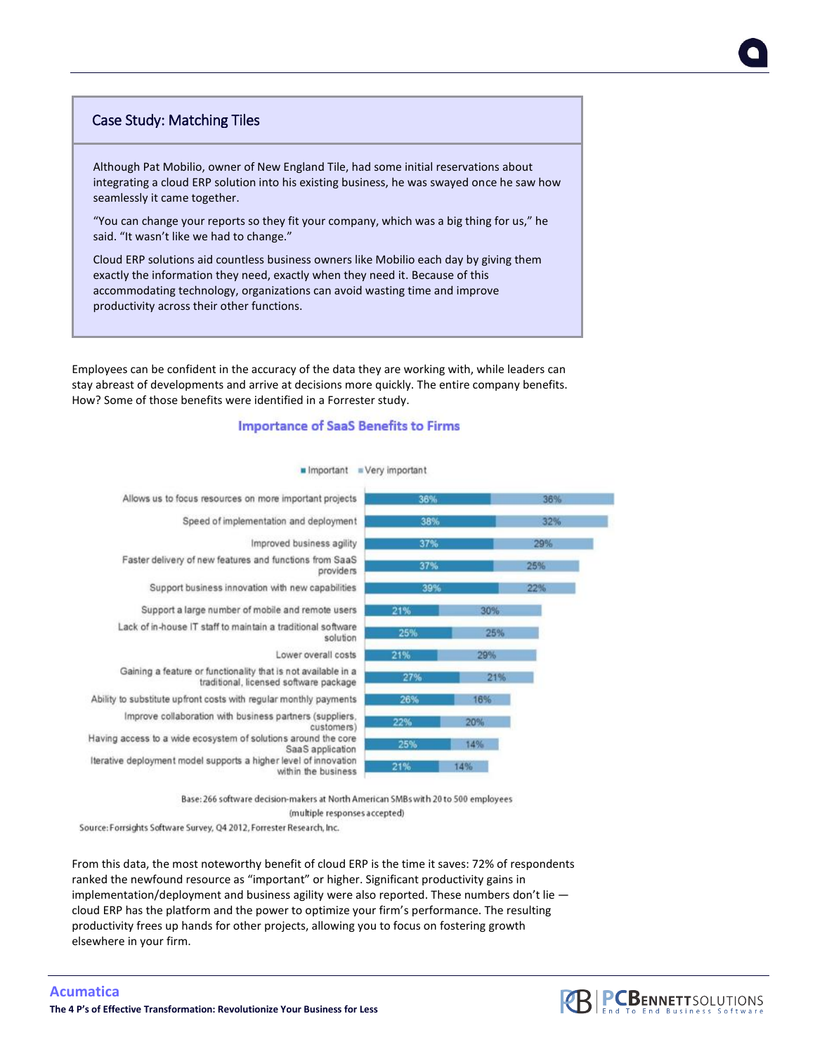## Case Study: Matching Tiles

Although Pat Mobilio, owner of New England Tile, had some initial reservations about integrating a cloud ERP solution into his existing business, he was swayed once he saw how seamlessly it came together.

"You can change your reports so they fit your company, which was a big thing for us," he said. "It wasn't like we had to change."

Cloud ERP solutions aid countless business owners like Mobilio each day by giving them exactly the information they need, exactly when they need it. Because of this accommodating technology, organizations can avoid wasting time and improve productivity across their other functions.

Employees can be confident in the accuracy of the data they are working with, while leaders can stay abreast of developments and arrive at decisions more quickly. The entire company benefits. How? Some of those benefits were identified in a Forrester study.

### Importance of SaaS Benefits to Firms

| Benefit | Important | Very important |
| --- | --- | --- |
| Allows us to focus resources on more important projects | 36% | 36% |
| Speed of implementation and deployment | 38% | 32% |
| Improved business agility | 37% | 29% |
| Faster delivery of new features and functions from SaaS providers | 37% | 25% |
| Support business innovation with new capabilities | 39% | 22% |
| Support a large number of mobile and remote users | 21% | 30% |
| Lack of in-house IT staff to maintain a traditional software solution | 25% | 25% |
| Lower overall costs | 21% | 29% |
| Gaining a feature or functionality that is not available in a traditional, licensed software package | 27% | 21% |
| Ability to substitute upfront costs with regular monthly payments | 26% | 16% |
| Improve collaboration with business partners (suppliers, customers) | 22% | 20% |
| Having access to a wide ecosystem of solutions around the core SaaS application | 25% | 14% |
| Iterative deployment model supports a higher level of innovation within the business | 21% | 14% |

Base: 266 software decision-makers at North American SMBs with 20 to 500 employees (multiple responses accepted)

Source: Forrsights Software Survey, Q4 2012, Forrester Research, Inc.

From this data, the most noteworthy benefit of cloud ERP is the time it saves: 72% of respondents ranked the newfound resource as "important" or higher. Significant productivity gains in implementation/deployment and business agility were also reported. These numbers don't lie — cloud ERP has the platform and the power to optimize your firm's performance. The resulting productivity frees up hands for other projects, allowing you to focus on fostering growth elsewhere in your firm.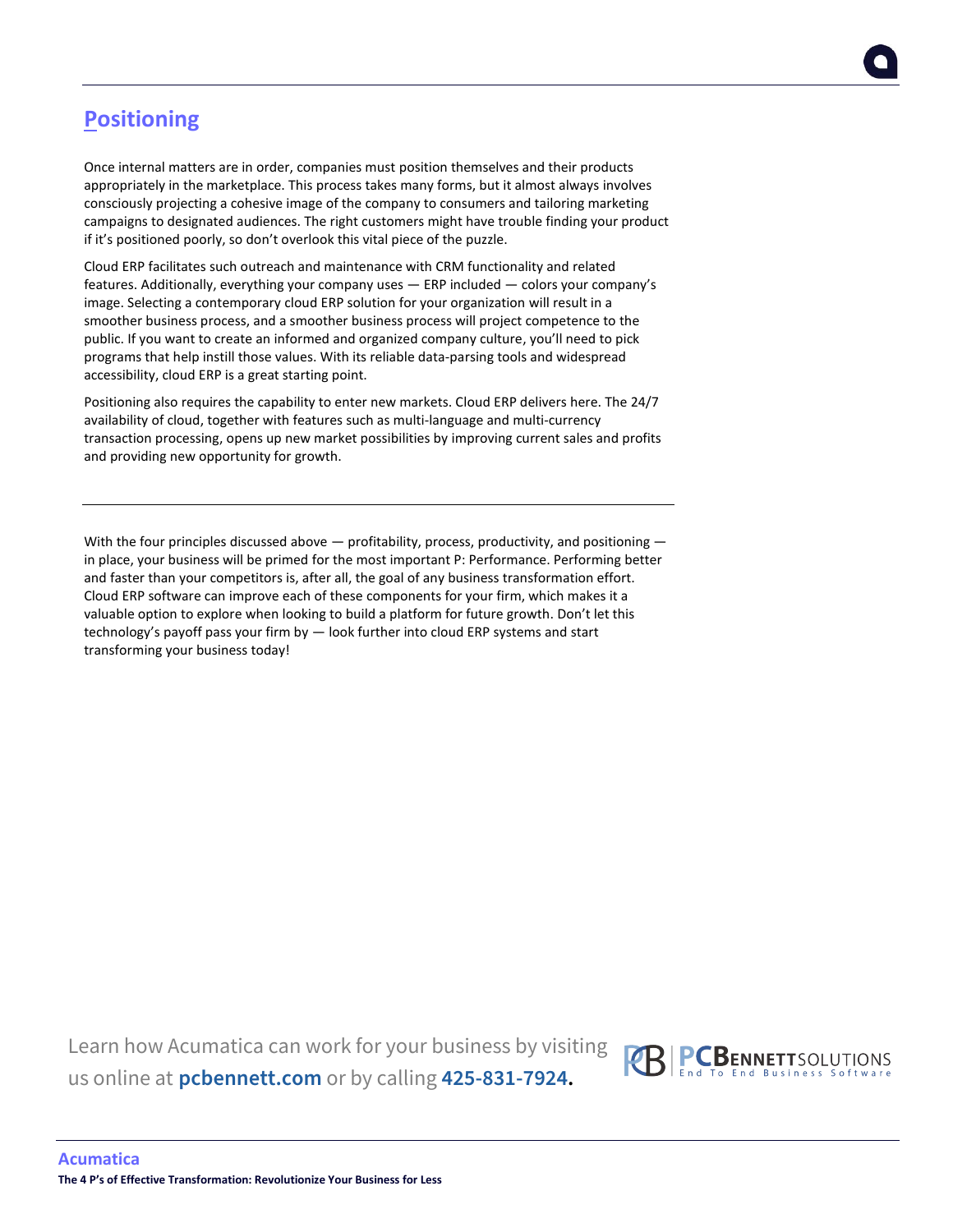## Positioning

Once internal matters are in order, companies must position themselves and their products appropriately in the marketplace. This process takes many forms, but it almost always involves consciously projecting a cohesive image of the company to consumers and tailoring marketing campaigns to designated audiences. The right customers might have trouble finding your product if it's positioned poorly, so don't overlook this vital piece of the puzzle.

Cloud ERP facilitates such outreach and maintenance with CRM functionality and related features. Additionally, everything your company uses — ERP included — colors your company's image. Selecting a contemporary cloud ERP solution for your organization will result in a smoother business process, and a smoother business process will project competence to the public. If you want to create an informed and organized company culture, you'll need to pick programs that help instill those values. With its reliable data-parsing tools and widespread accessibility, cloud ERP is a great starting point.

Positioning also requires the capability to enter new markets. Cloud ERP delivers here. The 24/7 availability of cloud, together with features such as multi-language and multi-currency transaction processing, opens up new market possibilities by improving current sales and profits and providing new opportunity for growth.

---

With the four principles discussed above — profitability, process, productivity, and positioning — in place, your business will be primed for the most important P: Performance. Performing better and faster than your competitors is, after all, the goal of any business transformation effort. Cloud ERP software can improve each of these components for your firm, which makes it a valuable option to explore when looking to build a platform for future growth. Don't let this technology's payoff pass your firm by — look further into cloud ERP systems and start transforming your business today!

Learn how Acumatica can work for your business by visiting us online at **pcbennett.com** or by calling **425-831-7924.**

PCBENNETTSOLUTIONS
End To End Business Software